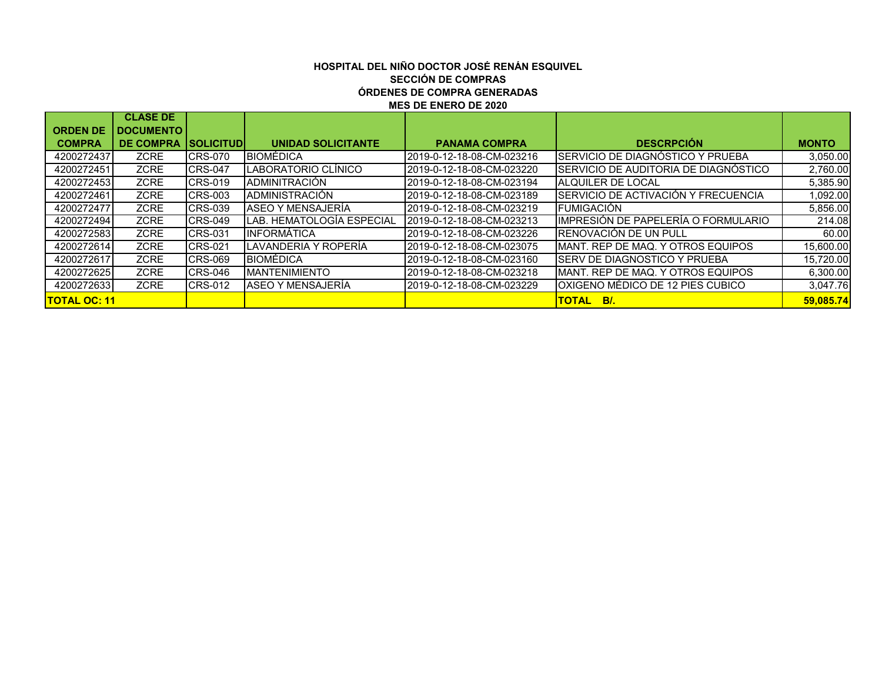**HOSPITAL DEL NIÑO DOCTOR JOSÉ RENÁN ESQUIVEL**
**SECCIÓN DE COMPRAS**
**ÓRDENES DE COMPRA GENERADAS**
**MES DE ENERO DE 2020**

| ORDEN DE COMPRA | CLASE DE DOCUMENTO DE COMPRA | SOLICITUD | UNIDAD SOLICITANTE | PANAMA COMPRA | DESCRPCIÓN | MONTO |
|---|---|---|---|---|---|---|
| 4200272437 | ZCRE | CRS-070 | BIOMÉDICA | 2019-0-12-18-08-CM-023216 | SERVICIO DE DIAGNÓSTICO Y PRUEBA | 3,050.00 |
| 4200272451 | ZCRE | CRS-047 | LABORATORIO CLÍNICO | 2019-0-12-18-08-CM-023220 | SERVICIO DE AUDITORIA DE DIAGNÓSTICO | 2,760.00 |
| 4200272453 | ZCRE | CRS-019 | ADMINITRACIÓN | 2019-0-12-18-08-CM-023194 | ALQUILER DE LOCAL | 5,385.90 |
| 4200272461 | ZCRE | CRS-003 | ADMINISTRACIÓN | 2019-0-12-18-08-CM-023189 | SERVICIO DE ACTIVACIÓN Y FRECUENCIA | 1,092.00 |
| 4200272477 | ZCRE | CRS-039 | ASEO Y MENSAJERÍA | 2019-0-12-18-08-CM-023219 | FUMIGACIÓN | 5,856.00 |
| 4200272494 | ZCRE | CRS-049 | LAB. HEMATOLOGÍA ESPECIAL | 2019-0-12-18-08-CM-023213 | IMPRESIÓN DE PAPELERÍA O FORMULARIO | 214.08 |
| 4200272583 | ZCRE | CRS-031 | INFORMÁTICA | 2019-0-12-18-08-CM-023226 | RENOVACIÓN DE UN PULL | 60.00 |
| 4200272614 | ZCRE | CRS-021 | LAVANDERIA Y ROPERÍA | 2019-0-12-18-08-CM-023075 | MANT. REP DE MAQ. Y OTROS EQUIPOS | 15,600.00 |
| 4200272617 | ZCRE | CRS-069 | BIOMÉDICA | 2019-0-12-18-08-CM-023160 | SERV DE DIAGNOSTICO Y PRUEBA | 15,720.00 |
| 4200272625 | ZCRE | CRS-046 | MANTENIMIENTO | 2019-0-12-18-08-CM-023218 | MANT. REP DE MAQ. Y OTROS EQUIPOS | 6,300.00 |
| 4200272633 | ZCRE | CRS-012 | ASEO Y MENSAJERÍA | 2019-0-12-18-08-CM-023229 | OXIGENO MÉDICO DE 12 PIES CUBICO | 3,047.76 |
| **TOTAL OC: 11** | | | | | **TOTAL B/.** | **59,085.74** |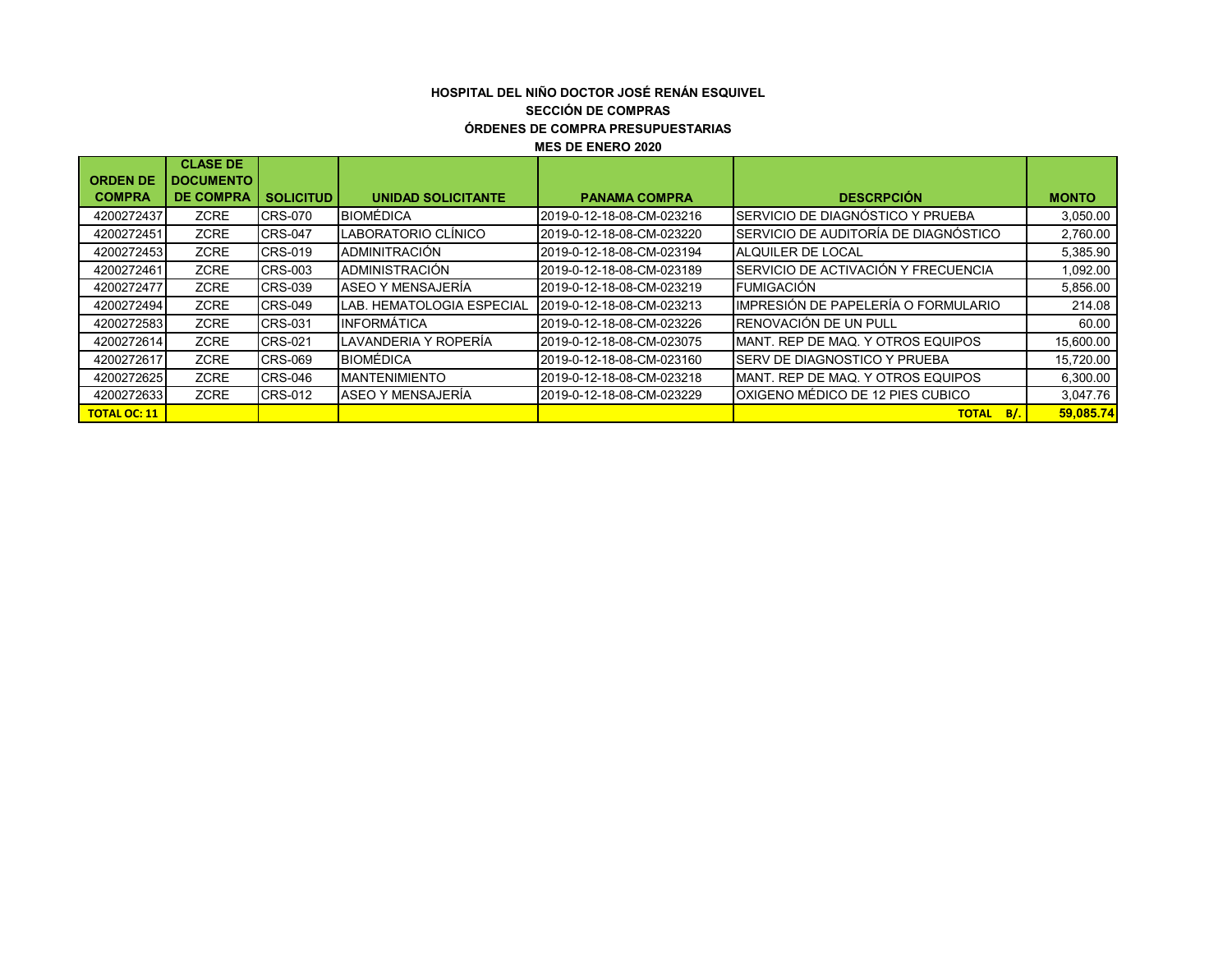**HOSPITAL DEL NIÑO DOCTOR JOSÉ RENÁN ESQUIVEL**

**SECCIÓN DE COMPRAS**

**ÓRDENES DE COMPRA PRESUPUESTARIAS**

**MES DE ENERO 2020**

| ORDEN DE COMPRA | CLASE DE DOCUMENTO DE COMPRA | SOLICITUD | UNIDAD SOLICITANTE | PANAMA COMPRA | DESCRPCIÓN | MONTO |
|---|---|---|---|---|---|---|
| 4200272437 | ZCRE | CRS-070 | BIOMÉDICA | 2019-0-12-18-08-CM-023216 | SERVICIO DE DIAGNÓSTICO Y PRUEBA | 3,050.00 |
| 4200272451 | ZCRE | CRS-047 | LABORATORIO CLÍNICO | 2019-0-12-18-08-CM-023220 | SERVICIO DE AUDITORÍA DE DIAGNÓSTICO | 2,760.00 |
| 4200272453 | ZCRE | CRS-019 | ADMINITRACIÓN | 2019-0-12-18-08-CM-023194 | ALQUILER DE LOCAL | 5,385.90 |
| 4200272461 | ZCRE | CRS-003 | ADMINISTRACIÓN | 2019-0-12-18-08-CM-023189 | SERVICIO DE ACTIVACIÓN Y FRECUENCIA | 1,092.00 |
| 4200272477 | ZCRE | CRS-039 | ASEO Y MENSAJERÍA | 2019-0-12-18-08-CM-023219 | FUMIGACIÓN | 5,856.00 |
| 4200272494 | ZCRE | CRS-049 | LAB. HEMATOLOGIA ESPECIAL | 2019-0-12-18-08-CM-023213 | IMPRESIÓN DE PAPELERÍA O FORMULARIO | 214.08 |
| 4200272583 | ZCRE | CRS-031 | INFORMÁTICA | 2019-0-12-18-08-CM-023226 | RENOVACIÓN DE UN PULL | 60.00 |
| 4200272614 | ZCRE | CRS-021 | LAVANDERIA Y ROPERÍA | 2019-0-12-18-08-CM-023075 | MANT. REP DE MAQ. Y OTROS EQUIPOS | 15,600.00 |
| 4200272617 | ZCRE | CRS-069 | BIOMÉDICA | 2019-0-12-18-08-CM-023160 | SERV DE DIAGNOSTICO Y PRUEBA | 15,720.00 |
| 4200272625 | ZCRE | CRS-046 | MANTENIMIENTO | 2019-0-12-18-08-CM-023218 | MANT. REP DE MAQ. Y OTROS EQUIPOS | 6,300.00 |
| 4200272633 | ZCRE | CRS-012 | ASEO Y MENSAJERÍA | 2019-0-12-18-08-CM-023229 | OXIGENO MÉDICO DE 12 PIES CUBICO | 3,047.76 |
| **TOTAL OC: 11** | | | | | **TOTAL B/.** | **59,085.74** |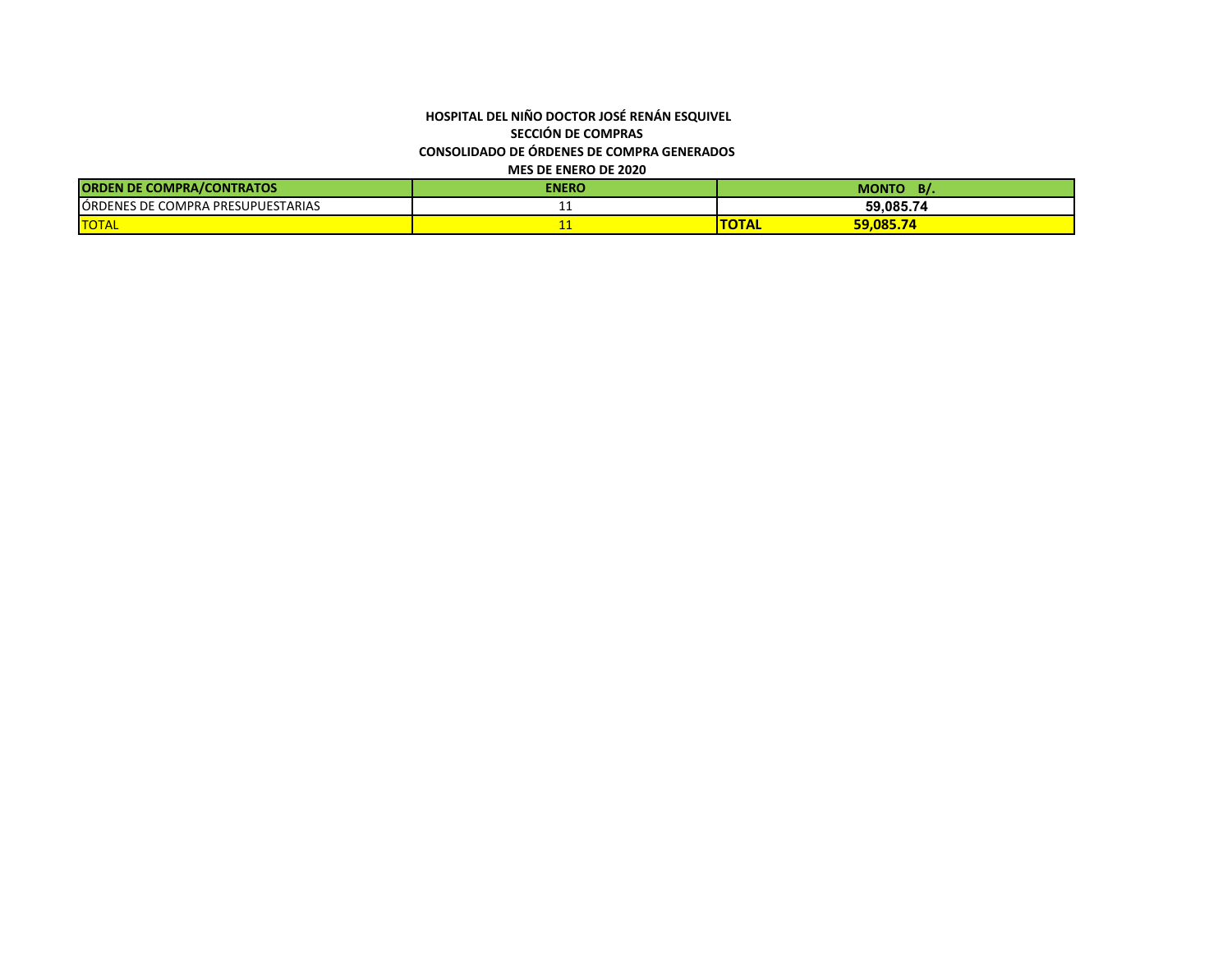**HOSPITAL DEL NIÑO DOCTOR JOSÉ RENÁN ESQUIVEL**

**SECCIÓN DE COMPRAS**

**CONSOLIDADO DE ÓRDENES DE COMPRA GENERADOS**

**MES DE ENERO DE 2020**

| ORDEN DE COMPRA/CONTRATOS | ENERO | MONTO B/. |
|---|---|---|
| ÓRDENES DE COMPRA PRESUPUESTARIAS | 11 | 59,085.74 |
| TOTAL | 11 | TOTAL 59,085.74 |